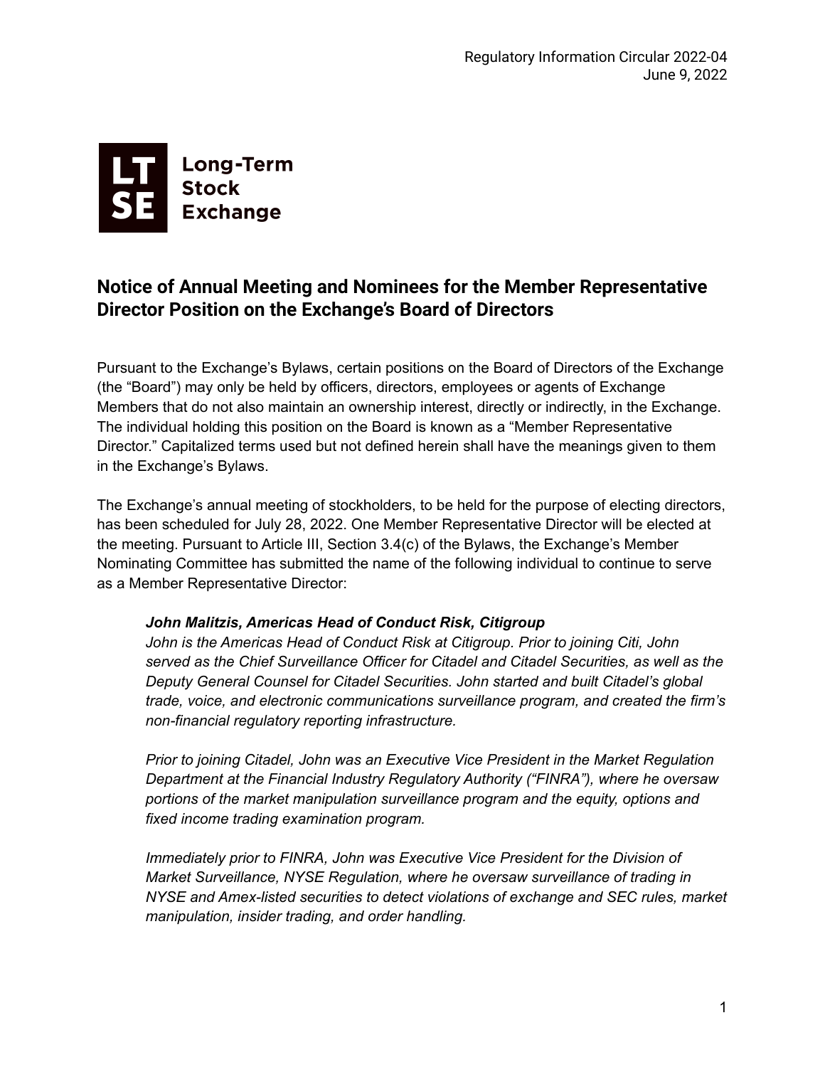Regulatory Information Circular 2022-04
June 9, 2022

**Long-Term Stock Exchange**

## Notice of Annual Meeting and Nominees for the Member Representative Director Position on the Exchange's Board of Directors

Pursuant to the Exchange's Bylaws, certain positions on the Board of Directors of the Exchange (the "Board") may only be held by officers, directors, employees or agents of Exchange Members that do not also maintain an ownership interest, directly or indirectly, in the Exchange. The individual holding this position on the Board is known as a "Member Representative Director." Capitalized terms used but not defined herein shall have the meanings given to them in the Exchange's Bylaws.

The Exchange's annual meeting of stockholders, to be held for the purpose of electing directors, has been scheduled for July 28, 2022. One Member Representative Director will be elected at the meeting. Pursuant to Article III, Section 3.4(c) of the Bylaws, the Exchange's Member Nominating Committee has submitted the name of the following individual to continue to serve as a Member Representative Director:

***John Malitzis, Americas Head of Conduct Risk, Citigroup***

*John is the Americas Head of Conduct Risk at Citigroup. Prior to joining Citi, John served as the Chief Surveillance Officer for Citadel and Citadel Securities, as well as the Deputy General Counsel for Citadel Securities. John started and built Citadel's global trade, voice, and electronic communications surveillance program, and created the firm's non-financial regulatory reporting infrastructure.*

*Prior to joining Citadel, John was an Executive Vice President in the Market Regulation Department at the Financial Industry Regulatory Authority ("FINRA"), where he oversaw portions of the market manipulation surveillance program and the equity, options and fixed income trading examination program.*

*Immediately prior to FINRA, John was Executive Vice President for the Division of Market Surveillance, NYSE Regulation, where he oversaw surveillance of trading in NYSE and Amex-listed securities to detect violations of exchange and SEC rules, market manipulation, insider trading, and order handling.*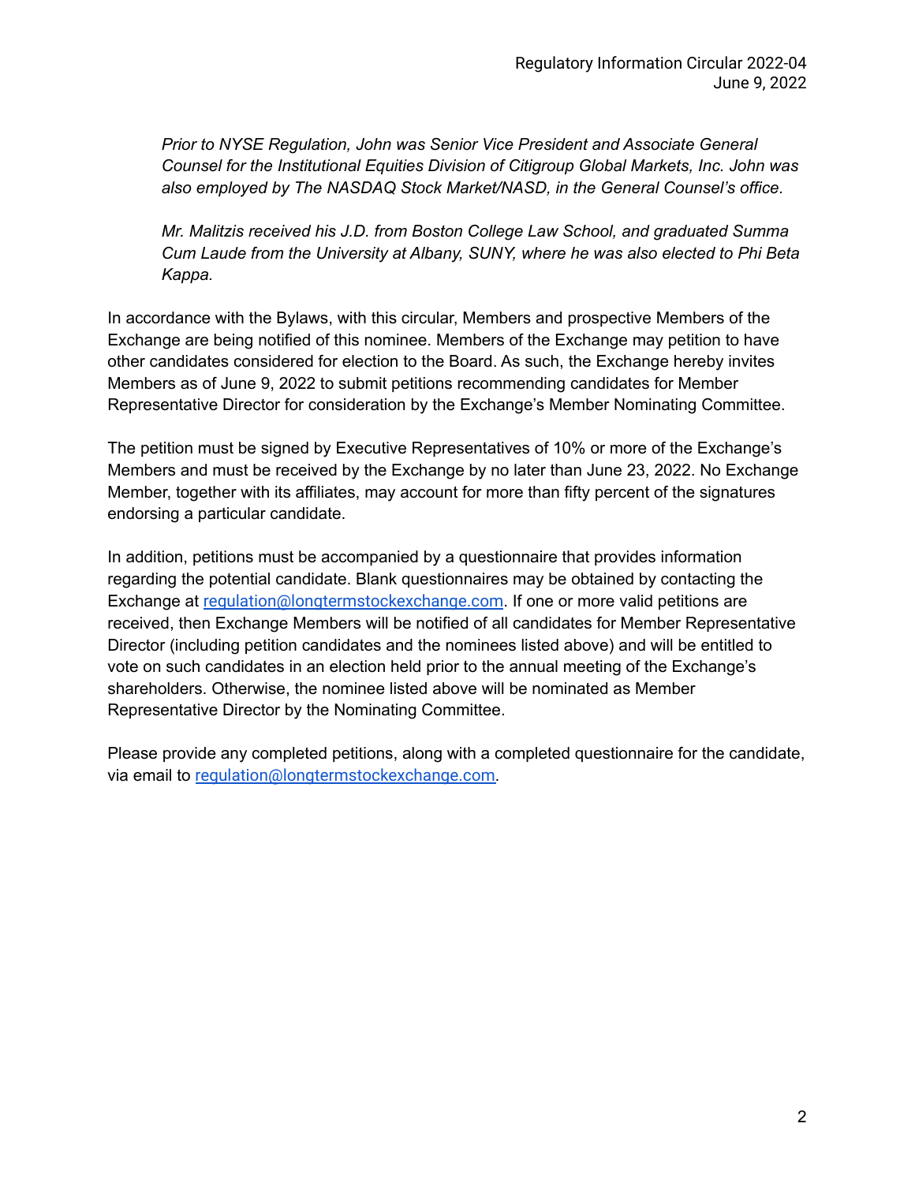*Prior to NYSE Regulation, John was Senior Vice President and Associate General Counsel for the Institutional Equities Division of Citigroup Global Markets, Inc. John was also employed by The NASDAQ Stock Market/NASD, in the General Counsel's office.*

*Mr. Malitzis received his J.D. from Boston College Law School, and graduated Summa Cum Laude from the University at Albany, SUNY, where he was also elected to Phi Beta Kappa.*

In accordance with the Bylaws, with this circular, Members and prospective Members of the Exchange are being notified of this nominee. Members of the Exchange may petition to have other candidates considered for election to the Board. As such, the Exchange hereby invites Members as of June 9, 2022 to submit petitions recommending candidates for Member Representative Director for consideration by the Exchange's Member Nominating Committee.

The petition must be signed by Executive Representatives of 10% or more of the Exchange's Members and must be received by the Exchange by no later than June 23, 2022. No Exchange Member, together with its affiliates, may account for more than fifty percent of the signatures endorsing a particular candidate.

In addition, petitions must be accompanied by a questionnaire that provides information regarding the potential candidate. Blank questionnaires may be obtained by contacting the Exchange at [regulation@longtermstockexchange.com](mailto:regulation@longtermstockexchange.com). If one or more valid petitions are received, then Exchange Members will be notified of all candidates for Member Representative Director (including petition candidates and the nominees listed above) and will be entitled to vote on such candidates in an election held prior to the annual meeting of the Exchange's shareholders. Otherwise, the nominee listed above will be nominated as Member Representative Director by the Nominating Committee.

Please provide any completed petitions, along with a completed questionnaire for the candidate, via email to [regulation@longtermstockexchange.com](mailto:regulation@longtermstockexchange.com).